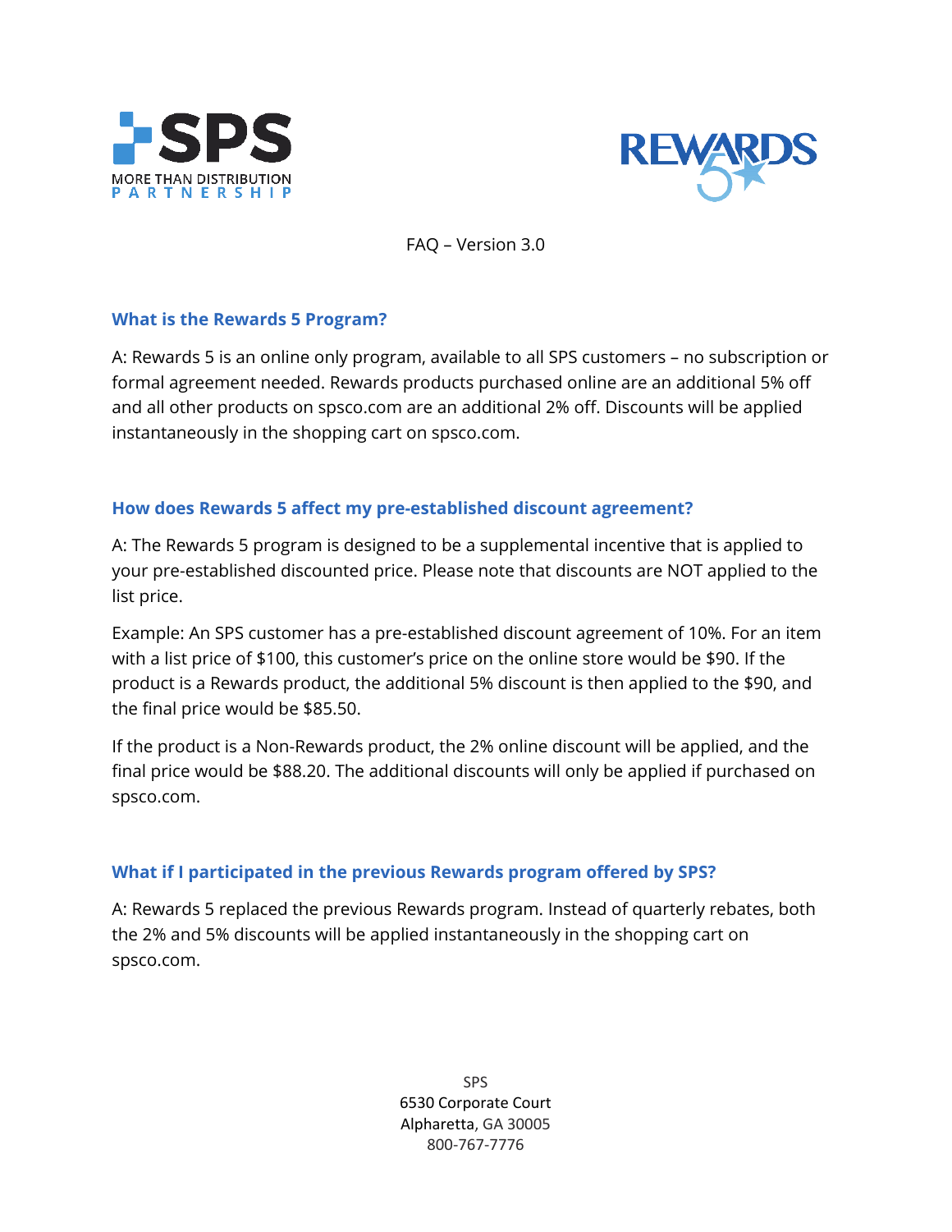SPS

MORE THAN DISTRIBUTION PARTNERSHIP

REWARDS 5

FAQ – Version 3.0

## What is the Rewards 5 Program?

A: Rewards 5 is an online only program, available to all SPS customers – no subscription or formal agreement needed. Rewards products purchased online are an additional 5% off and all other products on spsco.com are an additional 2% off. Discounts will be applied instantaneously in the shopping cart on spsco.com.

## How does Rewards 5 affect my pre-established discount agreement?

A: The Rewards 5 program is designed to be a supplemental incentive that is applied to your pre-established discounted price. Please note that discounts are NOT applied to the list price.

Example: An SPS customer has a pre-established discount agreement of 10%. For an item with a list price of $100, this customer's price on the online store would be $90. If the product is a Rewards product, the additional 5% discount is then applied to the $90, and the final price would be $85.50.

If the product is a Non-Rewards product, the 2% online discount will be applied, and the final price would be $88.20. The additional discounts will only be applied if purchased on spsco.com.

## What if I participated in the previous Rewards program offered by SPS?

A: Rewards 5 replaced the previous Rewards program. Instead of quarterly rebates, both the 2% and 5% discounts will be applied instantaneously in the shopping cart on spsco.com.

SPS
6530 Corporate Court
Alpharetta, GA 30005
800-767-7776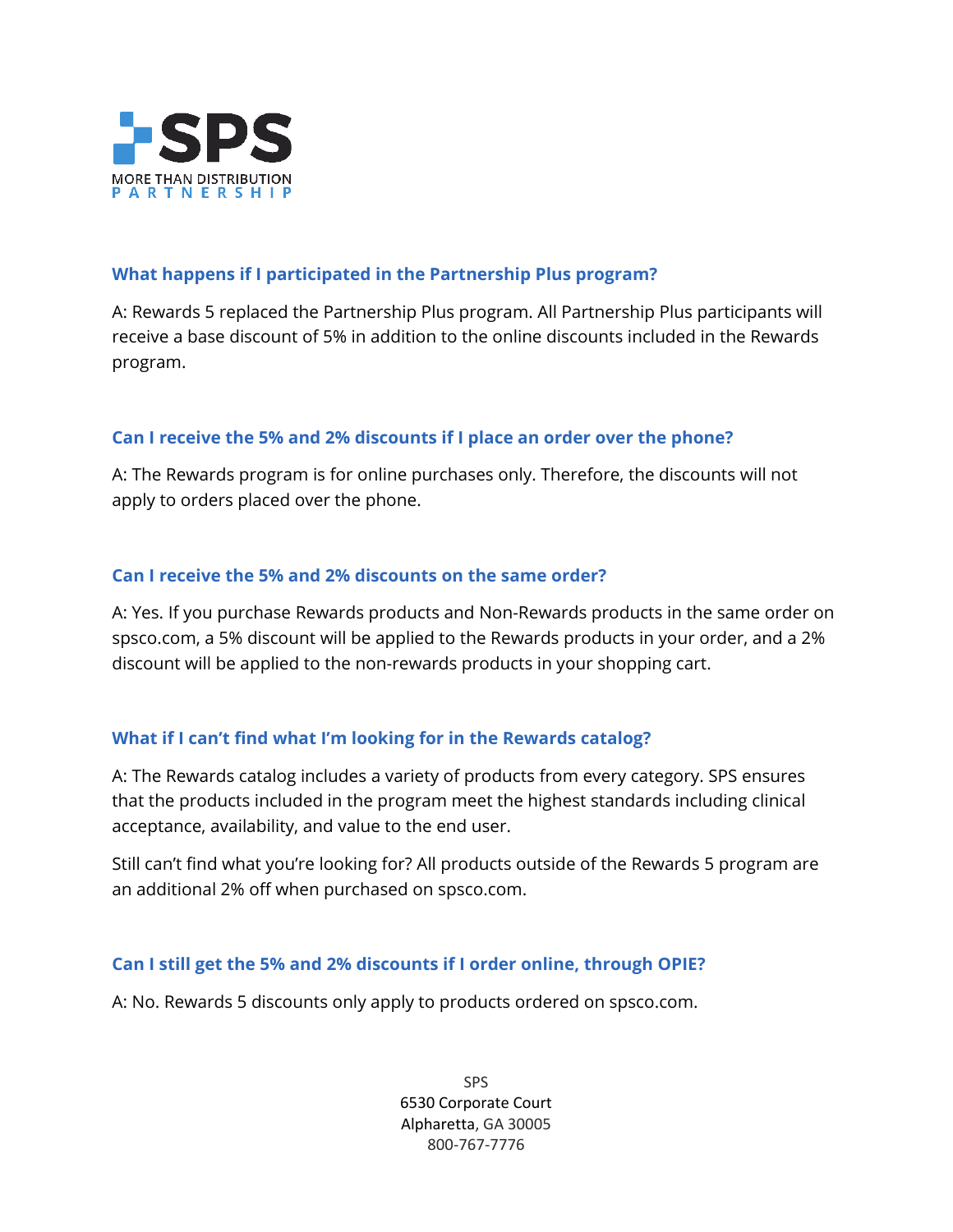### What happens if I participated in the Partnership Plus program?

A: Rewards 5 replaced the Partnership Plus program. All Partnership Plus participants will receive a base discount of 5% in addition to the online discounts included in the Rewards program.

### Can I receive the 5% and 2% discounts if I place an order over the phone?

A: The Rewards program is for online purchases only. Therefore, the discounts will not apply to orders placed over the phone.

### Can I receive the 5% and 2% discounts on the same order?

A: Yes. If you purchase Rewards products and Non-Rewards products in the same order on spsco.com, a 5% discount will be applied to the Rewards products in your order, and a 2% discount will be applied to the non-rewards products in your shopping cart.

### What if I can't find what I'm looking for in the Rewards catalog?

A: The Rewards catalog includes a variety of products from every category. SPS ensures that the products included in the program meet the highest standards including clinical acceptance, availability, and value to the end user.

Still can't find what you're looking for? All products outside of the Rewards 5 program are an additional 2% off when purchased on spsco.com.

### Can I still get the 5% and 2% discounts if I order online, through OPIE?

A: No. Rewards 5 discounts only apply to products ordered on spsco.com.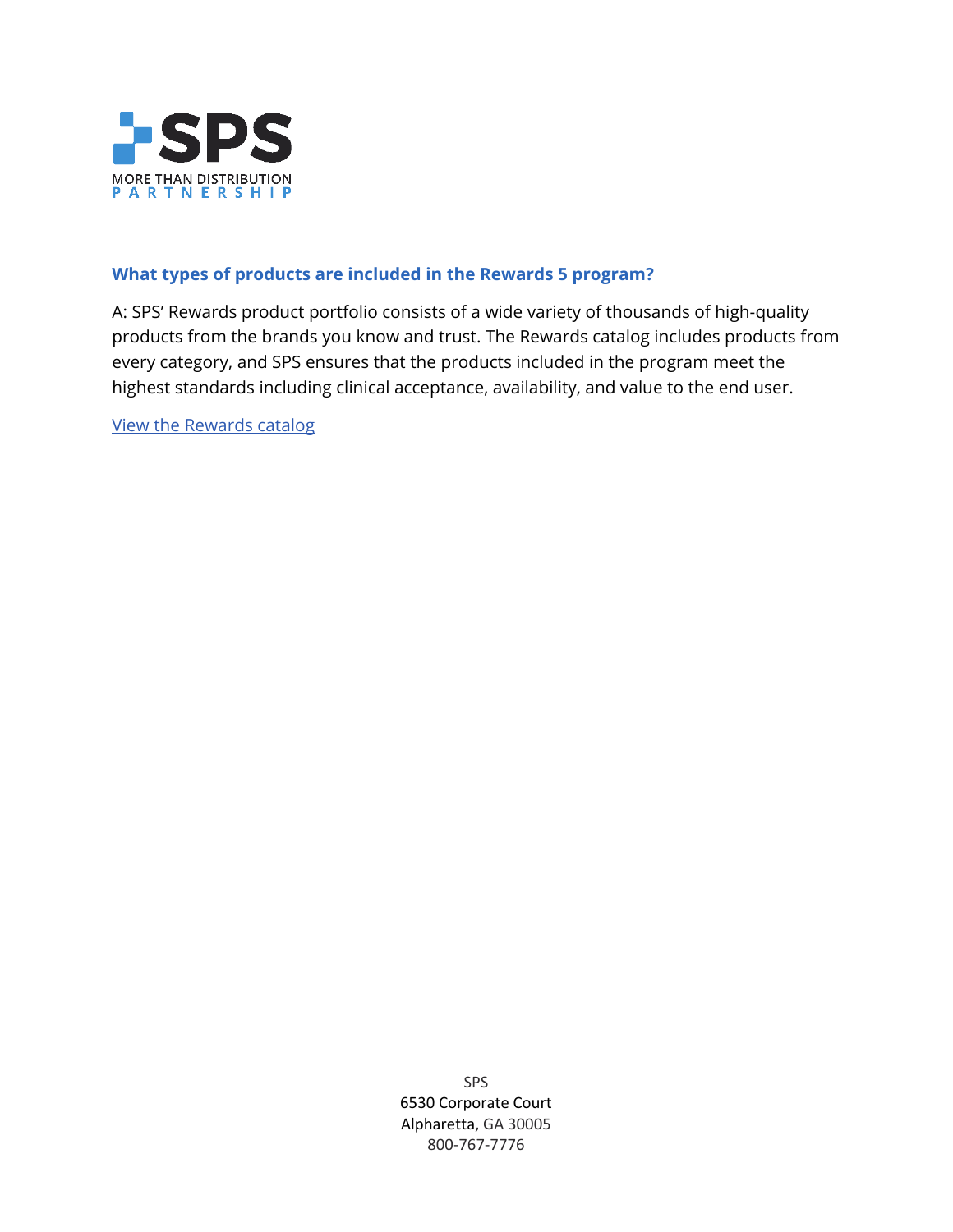### What types of products are included in the Rewards 5 program?

A: SPS' Rewards product portfolio consists of a wide variety of thousands of high-quality products from the brands you know and trust. The Rewards catalog includes products from every category, and SPS ensures that the products included in the program meet the highest standards including clinical acceptance, availability, and value to the end user.

View the Rewards catalog

SPS
6530 Corporate Court
Alpharetta, GA 30005
800-767-7776